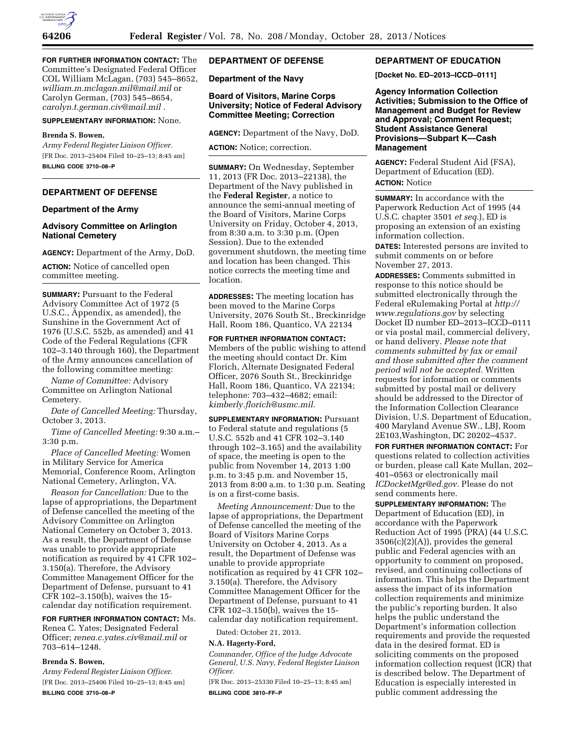**FOR FURTHER INFORMATION CONTACT:** The Committee's Designated Federal Officer COL William McLagan, (703) 545–8652, *william.m.mclagan.mil@mail.mil* or Carolyn German, (703) 545–8654, *carolyn.t.german.civ@mail.mil* .

**SUPPLEMENTARY INFORMATION:** None.

**Brenda S. Bowen,**

*Army Federal Register Liaison Officer.*

[FR Doc. 2013–25404 Filed 10–25–13; 8:45 am]

**BILLING CODE 3710–08–P**

---

## DEPARTMENT OF DEFENSE

### Department of the Army

### Advisory Committee on Arlington National Cemetery

**AGENCY:** Department of the Army, DoD.

**ACTION:** Notice of cancelled open committee meeting.

**SUMMARY:** Pursuant to the Federal Advisory Committee Act of 1972 (5 U.S.C., Appendix, as amended), the Sunshine in the Government Act of 1976 (U.S.C. 552b, as amended) and 41 Code of the Federal Regulations (CFR 102–3.140 through 160), the Department of the Army announces cancellation of the following committee meeting:

*Name of Committee:* Advisory Committee on Arlington National Cemetery.

*Date of Cancelled Meeting:* Thursday, October 3, 2013.

*Time of Cancelled Meeting:* 9:30 a.m.–3:30 p.m.

*Place of Cancelled Meeting:* Women in Military Service for America Memorial, Conference Room, Arlington National Cemetery, Arlington, VA.

*Reason for Cancellation:* Due to the lapse of appropriations, the Department of Defense cancelled the meeting of the Advisory Committee on Arlington National Cemetery on October 3, 2013. As a result, the Department of Defense was unable to provide appropriate notification as required by 41 CFR 102–3.150(a). Therefore, the Advisory Committee Management Officer for the Department of Defense, pursuant to 41 CFR 102–3.150(b), waives the 15-calendar day notification requirement.

**FOR FURTHER INFORMATION CONTACT:** Ms. Renea C. Yates; Designated Federal Officer; *renea.c.yates.civ@mail.mil* or 703–614–1248.

**Brenda S. Bowen,**

*Army Federal Register Liaison Officer.*

[FR Doc. 2013–25406 Filed 10–25–13; 8:45 am]

**BILLING CODE 3710–08–P**

---

## DEPARTMENT OF DEFENSE

### Department of the Navy

### Board of Visitors, Marine Corps University; Notice of Federal Advisory Committee Meeting; Correction

**AGENCY:** Department of the Navy, DoD.

**ACTION:** Notice; correction.

**SUMMARY:** On Wednesday, September 11, 2013 (FR Doc. 2013–22138), the Department of the Navy published in the **Federal Register**, a notice to announce the semi-annual meeting of the Board of Visitors, Marine Corps University on Friday, October 4, 2013, from 8:30 a.m. to 3:30 p.m. (Open Session). Due to the extended government shutdown, the meeting time and location has been changed. This notice corrects the meeting time and location.

**ADDRESSES:** The meeting location has been moved to the Marine Corps University, 2076 South St., Breckinridge Hall, Room 186, Quantico, VA 22134

**FOR FURTHER INFORMATION CONTACT:** Members of the public wishing to attend the meeting should contact Dr. Kim Florich, Alternate Designated Federal Officer, 2076 South St., Breckinridge Hall, Room 186, Quantico, VA 22134; telephone: 703–432–4682; email: *kimberly.florich@usmc.mil.*

**SUPPLEMENTARY INFORMATION:** Pursuant to Federal statute and regulations (5 U.S.C. 552b and 41 CFR 102–3.140 through 102–3.165) and the availability of space, the meeting is open to the public from November 14, 2013 1:00 p.m. to 3:45 p.m. and November 15, 2013 from 8:00 a.m. to 1:30 p.m. Seating is on a first-come basis.

*Meeting Announcement:* Due to the lapse of appropriations, the Department of Defense cancelled the meeting of the Board of Visitors Marine Corps University on October 4, 2013. As a result, the Department of Defense was unable to provide appropriate notification as required by 41 CFR 102–3.150(a). Therefore, the Advisory Committee Management Officer for the Department of Defense, pursuant to 41 CFR 102–3.150(b), waives the 15-calendar day notification requirement.

Dated: October 21, 2013.

**N.A. Hagerty-Ford,**

*Commander, Office of the Judge Advocate General, U.S. Navy, Federal Register Liaison Officer.*

[FR Doc. 2013–25330 Filed 10–25–13; 8:45 am]

**BILLING CODE 3810–FF–P**

---

## DEPARTMENT OF EDUCATION

**[Docket No. ED–2013–ICCD–0111]**

### Agency Information Collection Activities; Submission to the Office of Management and Budget for Review and Approval; Comment Request; Student Assistance General Provisions—Subpart K—Cash Management

**AGENCY:** Federal Student Aid (FSA), Department of Education (ED).

**ACTION:** Notice

**SUMMARY:** In accordance with the Paperwork Reduction Act of 1995 (44 U.S.C. chapter 3501 *et seq.*), ED is proposing an extension of an existing information collection.

**DATES:** Interested persons are invited to submit comments on or before November 27, 2013.

**ADDRESSES:** Comments submitted in response to this notice should be submitted electronically through the Federal eRulemaking Portal at *http://www.regulations.gov* by selecting Docket ID number ED–2013–ICCD–0111 or via postal mail, commercial delivery, or hand delivery. *Please note that comments submitted by fax or email and those submitted after the comment period will not be accepted.* Written requests for information or comments submitted by postal mail or delivery should be addressed to the Director of the Information Collection Clearance Division, U.S. Department of Education, 400 Maryland Avenue SW., LBJ, Room 2E103,Washington, DC 20202–4537.

**FOR FURTHER INFORMATION CONTACT:** For questions related to collection activities or burden, please call Kate Mullan, 202–401–0563 or electronically mail *ICDocketMgr@ed.gov.* Please do not send comments here.

**SUPPLEMENTARY INFORMATION:** The Department of Education (ED), in accordance with the Paperwork Reduction Act of 1995 (PRA) (44 U.S.C. 3506(c)(2)(A)), provides the general public and Federal agencies with an opportunity to comment on proposed, revised, and continuing collections of information. This helps the Department assess the impact of its information collection requirements and minimize the public's reporting burden. It also helps the public understand the Department's information collection requirements and provide the requested data in the desired format. ED is soliciting comments on the proposed information collection request (ICR) that is described below. The Department of Education is especially interested in public comment addressing the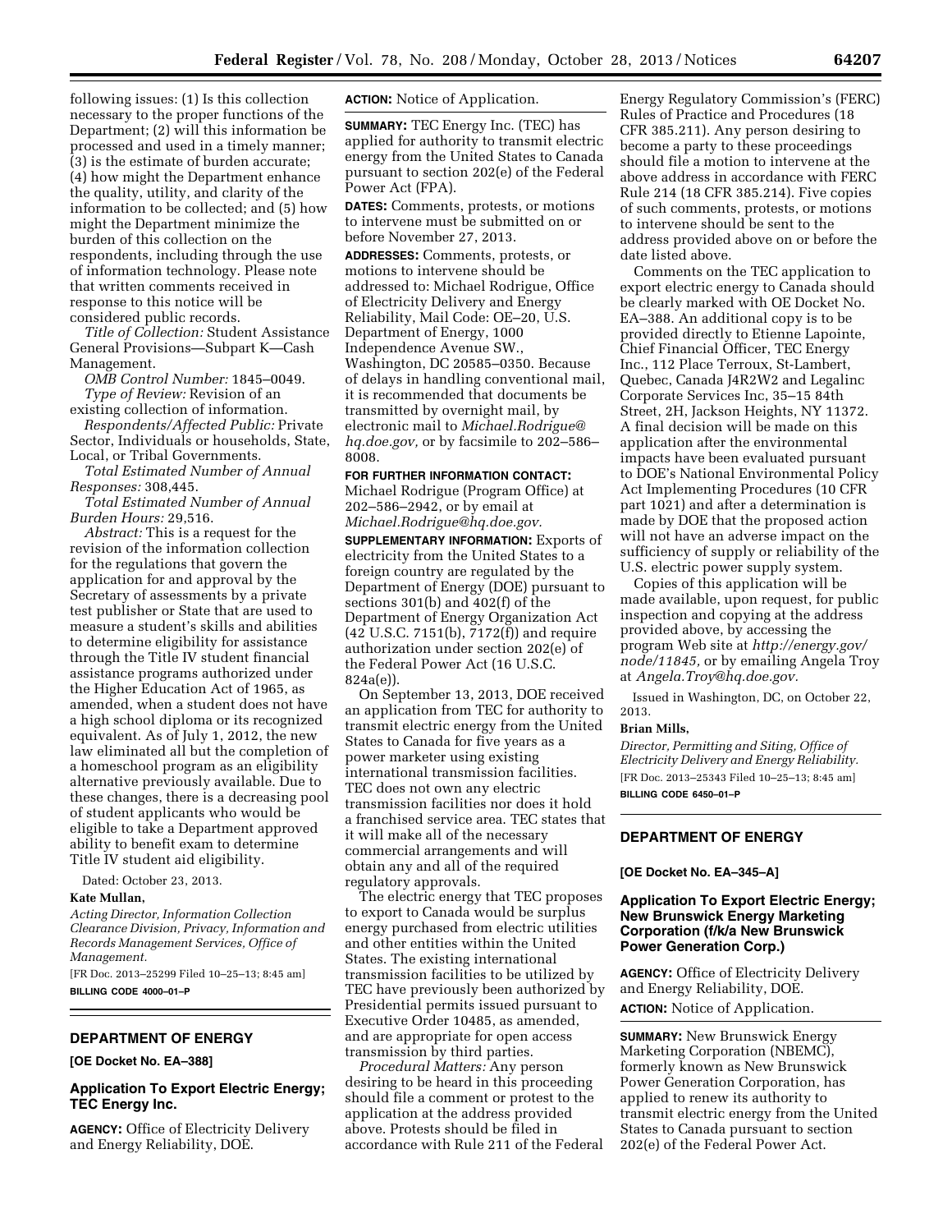following issues: (1) Is this collection necessary to the proper functions of the Department; (2) will this information be processed and used in a timely manner; (3) is the estimate of burden accurate; (4) how might the Department enhance the quality, utility, and clarity of the information to be collected; and (5) how might the Department minimize the burden of this collection on the respondents, including through the use of information technology. Please note that written comments received in response to this notice will be considered public records.

*Title of Collection:* Student Assistance General Provisions—Subpart K—Cash Management.

*OMB Control Number:* 1845–0049.

*Type of Review:* Revision of an existing collection of information.

*Respondents/Affected Public:* Private Sector, Individuals or households, State, Local, or Tribal Governments.

*Total Estimated Number of Annual Responses:* 308,445.

*Total Estimated Number of Annual Burden Hours:* 29,516.

*Abstract:* This is a request for the revision of the information collection for the regulations that govern the application for and approval by the Secretary of assessments by a private test publisher or State that are used to measure a student's skills and abilities to determine eligibility for assistance through the Title IV student financial assistance programs authorized under the Higher Education Act of 1965, as amended, when a student does not have a high school diploma or its recognized equivalent. As of July 1, 2012, the new law eliminated all but the completion of a homeschool program as an eligibility alternative previously available. Due to these changes, there is a decreasing pool of student applicants who would be eligible to take a Department approved ability to benefit exam to determine Title IV student aid eligibility.

Dated: October 23, 2013.

**Kate Mullan,**

*Acting Director, Information Collection Clearance Division, Privacy, Information and Records Management Services, Office of Management.*

[FR Doc. 2013–25299 Filed 10–25–13; 8:45 am]

**BILLING CODE 4000–01–P**

## DEPARTMENT OF ENERGY

**[OE Docket No. EA–388]**

### Application To Export Electric Energy; TEC Energy Inc.

**AGENCY:** Office of Electricity Delivery and Energy Reliability, DOE.

**ACTION:** Notice of Application.

**SUMMARY:** TEC Energy Inc. (TEC) has applied for authority to transmit electric energy from the United States to Canada pursuant to section 202(e) of the Federal Power Act (FPA).

**DATES:** Comments, protests, or motions to intervene must be submitted on or before November 27, 2013.

**ADDRESSES:** Comments, protests, or motions to intervene should be addressed to: Michael Rodrigue, Office of Electricity Delivery and Energy Reliability, Mail Code: OE–20, U.S. Department of Energy, 1000 Independence Avenue SW., Washington, DC 20585–0350. Because of delays in handling conventional mail, it is recommended that documents be transmitted by overnight mail, by electronic mail to *Michael.Rodrigue@hq.doe.gov,* or by facsimile to 202–586–8008.

**FOR FURTHER INFORMATION CONTACT:** Michael Rodrigue (Program Office) at 202–586–2942, or by email at *Michael.Rodrigue@hq.doe.gov.*

**SUPPLEMENTARY INFORMATION:** Exports of electricity from the United States to a foreign country are regulated by the Department of Energy (DOE) pursuant to sections 301(b) and 402(f) of the Department of Energy Organization Act (42 U.S.C. 7151(b), 7172(f)) and require authorization under section 202(e) of the Federal Power Act (16 U.S.C. 824a(e)).

On September 13, 2013, DOE received an application from TEC for authority to transmit electric energy from the United States to Canada for five years as a power marketer using existing international transmission facilities. TEC does not own any electric transmission facilities nor does it hold a franchised service area. TEC states that it will make all of the necessary commercial arrangements and will obtain any and all of the required regulatory approvals.

The electric energy that TEC proposes to export to Canada would be surplus energy purchased from electric utilities and other entities within the United States. The existing international transmission facilities to be utilized by TEC have previously been authorized by Presidential permits issued pursuant to Executive Order 10485, as amended, and are appropriate for open access transmission by third parties.

*Procedural Matters:* Any person desiring to be heard in this proceeding should file a comment or protest to the application at the address provided above. Protests should be filed in accordance with Rule 211 of the Federal Energy Regulatory Commission's (FERC) Rules of Practice and Procedures (18 CFR 385.211). Any person desiring to become a party to these proceedings should file a motion to intervene at the above address in accordance with FERC Rule 214 (18 CFR 385.214). Five copies of such comments, protests, or motions to intervene should be sent to the address provided above on or before the date listed above.

Comments on the TEC application to export electric energy to Canada should be clearly marked with OE Docket No. EA–388. An additional copy is to be provided directly to Etienne Lapointe, Chief Financial Officer, TEC Energy Inc., 112 Place Terroux, St-Lambert, Quebec, Canada J4R2W2 and Legalinc Corporate Services Inc, 35–15 84th Street, 2H, Jackson Heights, NY 11372. A final decision will be made on this application after the environmental impacts have been evaluated pursuant to DOE's National Environmental Policy Act Implementing Procedures (10 CFR part 1021) and after a determination is made by DOE that the proposed action will not have an adverse impact on the sufficiency of supply or reliability of the U.S. electric power supply system.

Copies of this application will be made available, upon request, for public inspection and copying at the address provided above, by accessing the program Web site at *http://energy.gov/node/11845,* or by emailing Angela Troy at *Angela.Troy@hq.doe.gov.*

Issued in Washington, DC, on October 22, 2013.

**Brian Mills,**

*Director, Permitting and Siting, Office of Electricity Delivery and Energy Reliability.*

[FR Doc. 2013–25343 Filed 10–25–13; 8:45 am]

**BILLING CODE 6450–01–P**

## DEPARTMENT OF ENERGY

**[OE Docket No. EA–345–A]**

### Application To Export Electric Energy; New Brunswick Energy Marketing Corporation (f/k/a New Brunswick Power Generation Corp.)

**AGENCY:** Office of Electricity Delivery and Energy Reliability, DOE.

**ACTION:** Notice of Application.

**SUMMARY:** New Brunswick Energy Marketing Corporation (NBEMC), formerly known as New Brunswick Power Generation Corporation, has applied to renew its authority to transmit electric energy from the United States to Canada pursuant to section 202(e) of the Federal Power Act.